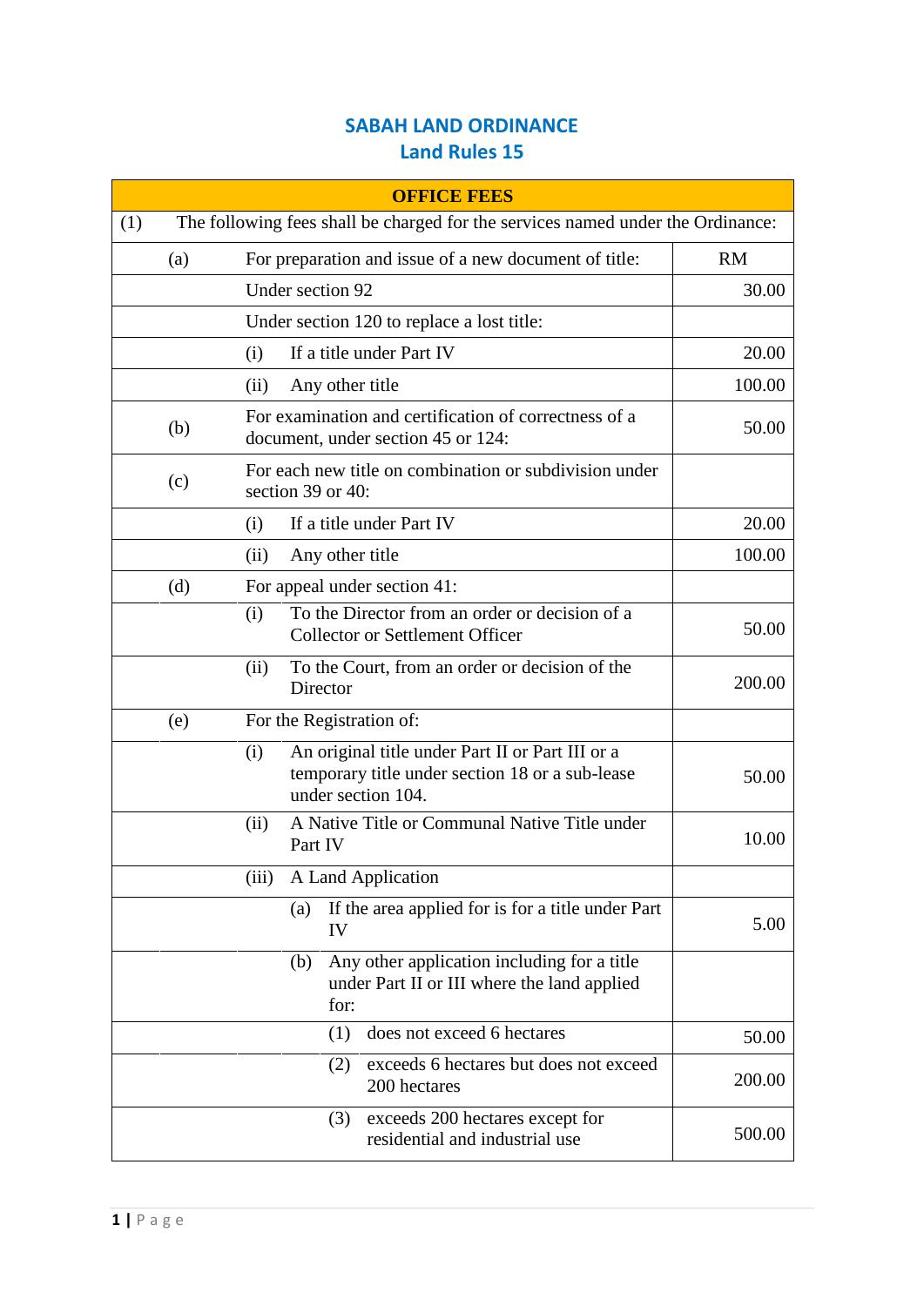# SABAH LAND ORDINANCE
## Land Rules 15

| OFFICE FEES | | | | | |
|---|---|---|---|---|---|
| (1) | The following fees shall be charged for the services named under the Ordinance: | | | | |
| | (a) | For preparation and issue of a new document of title: | | | RM |
| | | Under section 92 | | | 30.00 |
| | | Under section 120 to replace a lost title: | | | |
| | | (i) | If a title under Part IV | | 20.00 |
| | | (ii) | Any other title | | 100.00 |
| | (b) | For examination and certification of correctness of a document, under section 45 or 124: | | | 50.00 |
| | (c) | For each new title on combination or subdivision under section 39 or 40: | | | |
| | | (i) | If a title under Part IV | | 20.00 |
| | | (ii) | Any other title | | 100.00 |
| | (d) | For appeal under section 41: | | | |
| | | (i) | To the Director from an order or decision of a Collector or Settlement Officer | | 50.00 |
| | | (ii) | To the Court, from an order or decision of the Director | | 200.00 |
| | (e) | For the Registration of: | | | |
| | | (i) | An original title under Part II or Part III or a temporary title under section 18 or a sub-lease under section 104. | | 50.00 |
| | | (ii) | A Native Title or Communal Native Title under Part IV | | 10.00 |
| | | (iii) | A Land Application | | |
| | | | (a) | If the area applied for is for a title under Part IV | 5.00 |
| | | | (b) | Any other application including for a title under Part II or III where the land applied for: | |
| | | | | (1) does not exceed 6 hectares | 50.00 |
| | | | | (2) exceeds 6 hectares but does not exceed 200 hectares | 200.00 |
| | | | | (3) exceeds 200 hectares except for residential and industrial use | 500.00 |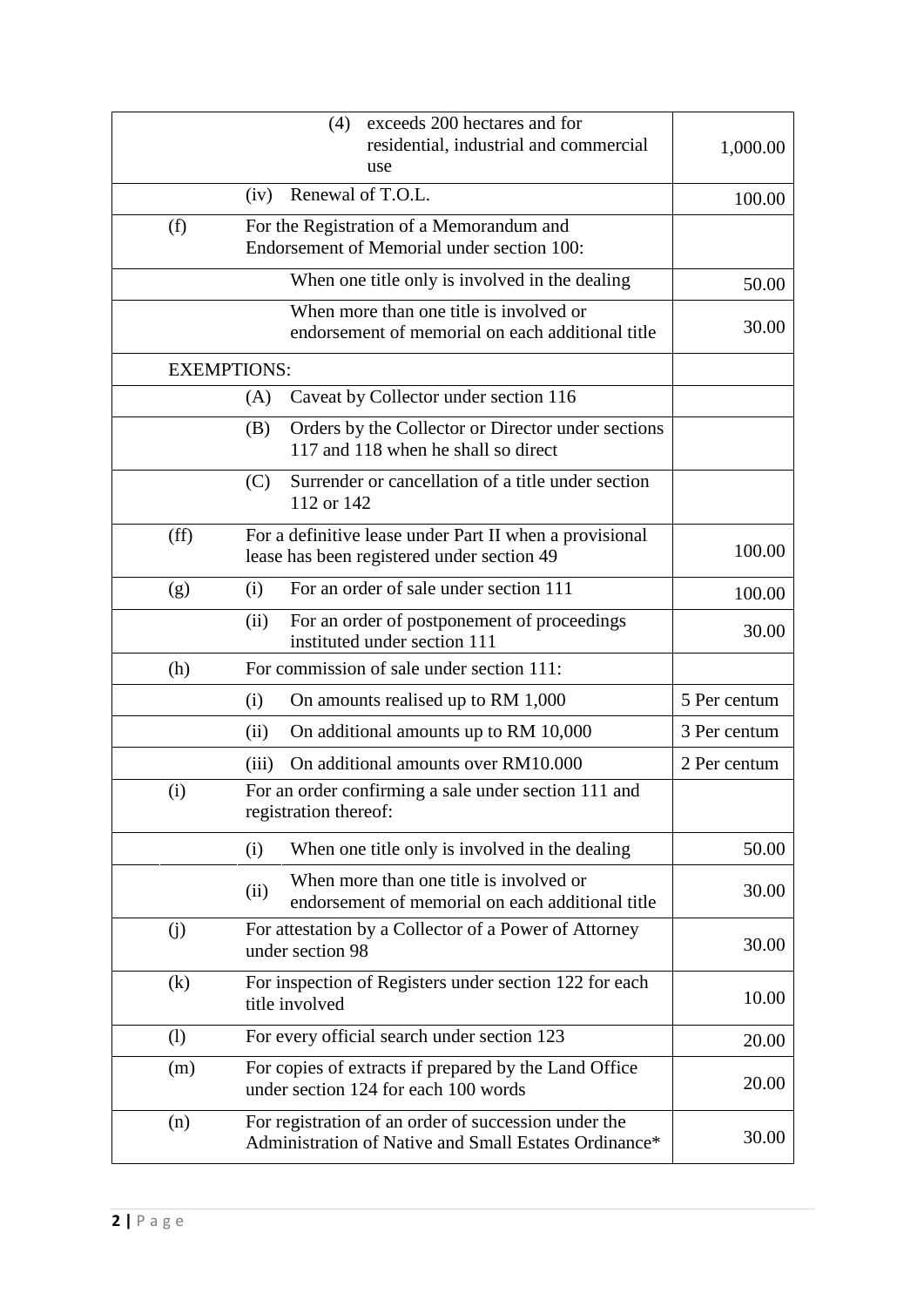| | | | |
|---|---|---|---|
| | | (4) exceeds 200 hectares and for residential, industrial and commercial use | 1,000.00 |
| | (iv) | Renewal of T.O.L. | 100.00 |
| (f) | For the Registration of a Memorandum and Endorsement of Memorial under section 100: | | |
| | | When one title only is involved in the dealing | 50.00 |
| | | When more than one title is involved or endorsement of memorial on each additional title | 30.00 |
| EXEMPTIONS: | | | |
| | (A) | Caveat by Collector under section 116 | |
| | (B) | Orders by the Collector or Director under sections 117 and 118 when he shall so direct | |
| | (C) | Surrender or cancellation of a title under section 112 or 142 | |
| (ff) | For a definitive lease under Part II when a provisional lease has been registered under section 49 | | 100.00 |
| (g) | (i) | For an order of sale under section 111 | 100.00 |
| | (ii) | For an order of postponement of proceedings instituted under section 111 | 30.00 |
| (h) | For commission of sale under section 111: | | |
| | (i) | On amounts realised up to RM 1,000 | 5 Per centum |
| | (ii) | On additional amounts up to RM 10,000 | 3 Per centum |
| | (iii) | On additional amounts over RM10.000 | 2 Per centum |
| (i) | For an order confirming a sale under section 111 and registration thereof: | | |
| | (i) | When one title only is involved in the dealing | 50.00 |
| | (ii) | When more than one title is involved or endorsement of memorial on each additional title | 30.00 |
| (j) | For attestation by a Collector of a Power of Attorney under section 98 | | 30.00 |
| (k) | For inspection of Registers under section 122 for each title involved | | 10.00 |
| (l) | For every official search under section 123 | | 20.00 |
| (m) | For copies of extracts if prepared by the Land Office under section 124 for each 100 words | | 20.00 |
| (n) | For registration of an order of succession under the Administration of Native and Small Estates Ordinance* | | 30.00 |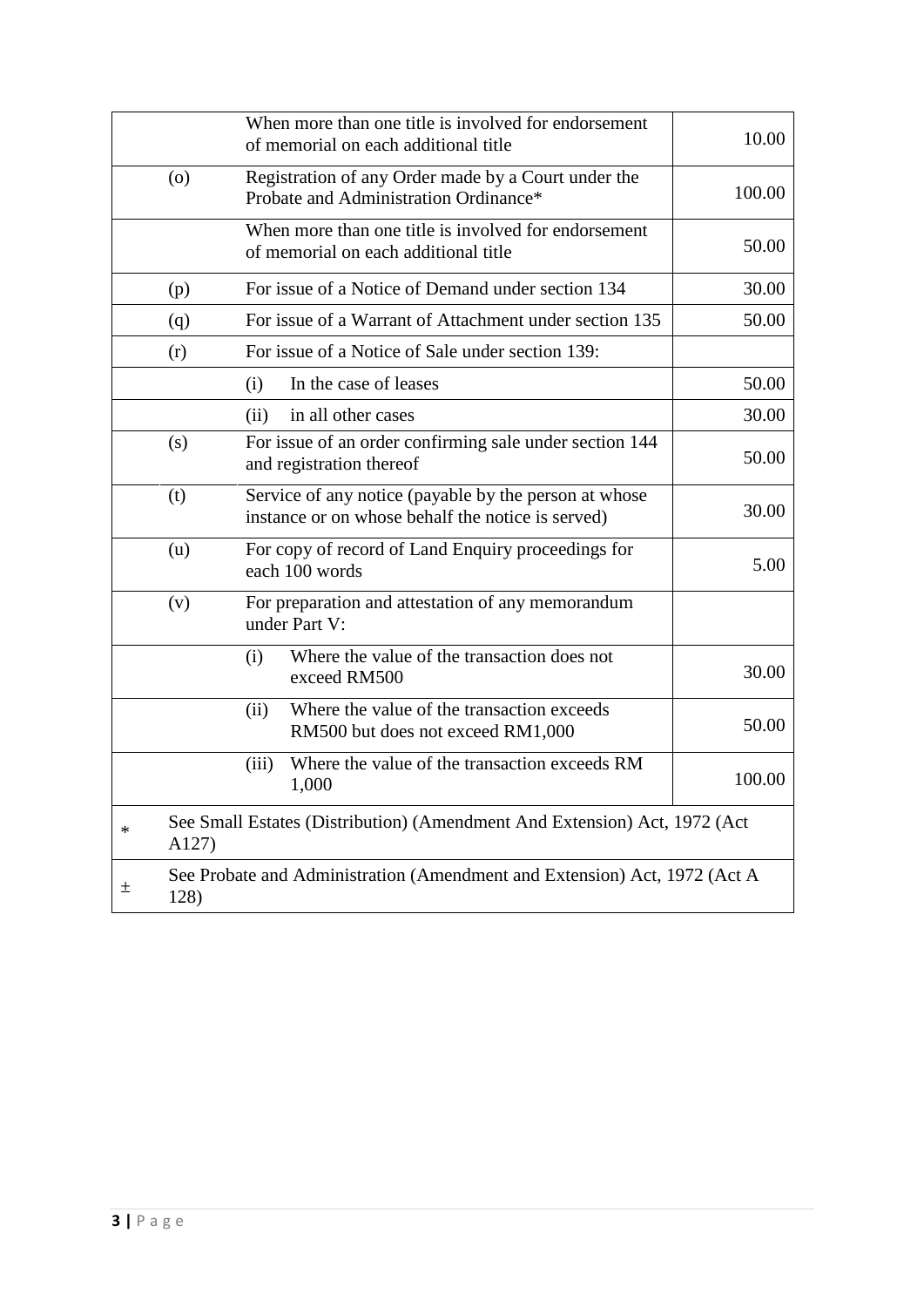| | | |
|---|---|---|
| | When more than one title is involved for endorsement of memorial on each additional title | 10.00 |
| (o) | Registration of any Order made by a Court under the Probate and Administration Ordinance* | 100.00 |
| | When more than one title is involved for endorsement of memorial on each additional title | 50.00 |
| (p) | For issue of a Notice of Demand under section 134 | 30.00 |
| (q) | For issue of a Warrant of Attachment under section 135 | 50.00 |
| (r) | For issue of a Notice of Sale under section 139: | |
| | (i) In the case of leases | 50.00 |
| | (ii) in all other cases | 30.00 |
| (s) | For issue of an order confirming sale under section 144 and registration thereof | 50.00 |
| (t) | Service of any notice (payable by the person at whose instance or on whose behalf the notice is served) | 30.00 |
| (u) | For copy of record of Land Enquiry proceedings for each 100 words | 5.00 |
| (v) | For preparation and attestation of any memorandum under Part V: | |
| | (i) Where the value of the transaction does not exceed RM500 | 30.00 |
| | (ii) Where the value of the transaction exceeds RM500 but does not exceed RM1,000 | 50.00 |
| | (iii) Where the value of the transaction exceeds RM 1,000 | 100.00 |

\* See Small Estates (Distribution) (Amendment And Extension) Act, 1972 (Act A127)

± See Probate and Administration (Amendment and Extension) Act, 1972 (Act A 128)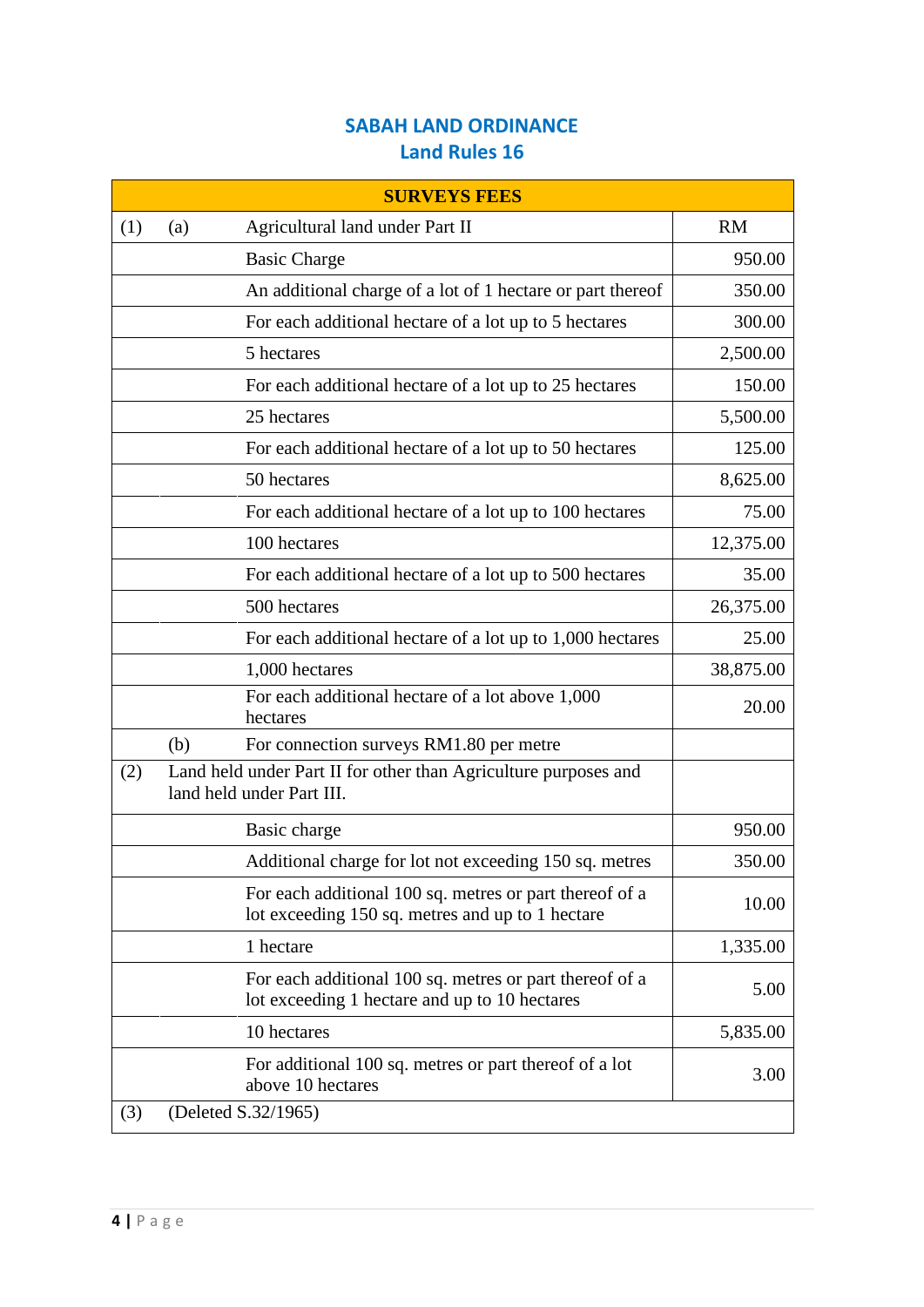# SABAH LAND ORDINANCE

## Land Rules 16

| SURVEYS FEES | | | |
|---|---|---|---|
| (1) | (a) | Agricultural land under Part II | RM |
| | | Basic Charge | 950.00 |
| | | An additional charge of a lot of 1 hectare or part thereof | 350.00 |
| | | For each additional hectare of a lot up to 5 hectares | 300.00 |
| | | 5 hectares | 2,500.00 |
| | | For each additional hectare of a lot up to 25 hectares | 150.00 |
| | | 25 hectares | 5,500.00 |
| | | For each additional hectare of a lot up to 50 hectares | 125.00 |
| | | 50 hectares | 8,625.00 |
| | | For each additional hectare of a lot up to 100 hectares | 75.00 |
| | | 100 hectares | 12,375.00 |
| | | For each additional hectare of a lot up to 500 hectares | 35.00 |
| | | 500 hectares | 26,375.00 |
| | | For each additional hectare of a lot up to 1,000 hectares | 25.00 |
| | | 1,000 hectares | 38,875.00 |
| | | For each additional hectare of a lot above 1,000 hectares | 20.00 |
| | (b) | For connection surveys RM1.80 per metre | |
| (2) | Land held under Part II for other than Agriculture purposes and land held under Part III. | | |
| | | Basic charge | 950.00 |
| | | Additional charge for lot not exceeding 150 sq. metres | 350.00 |
| | | For each additional 100 sq. metres or part thereof of a lot exceeding 150 sq. metres and up to 1 hectare | 10.00 |
| | | 1 hectare | 1,335.00 |
| | | For each additional 100 sq. metres or part thereof of a lot exceeding 1 hectare and up to 10 hectares | 5.00 |
| | | 10 hectares | 5,835.00 |
| | | For additional 100 sq. metres or part thereof of a lot above 10 hectares | 3.00 |
| (3) | (Deleted S.32/1965) | | |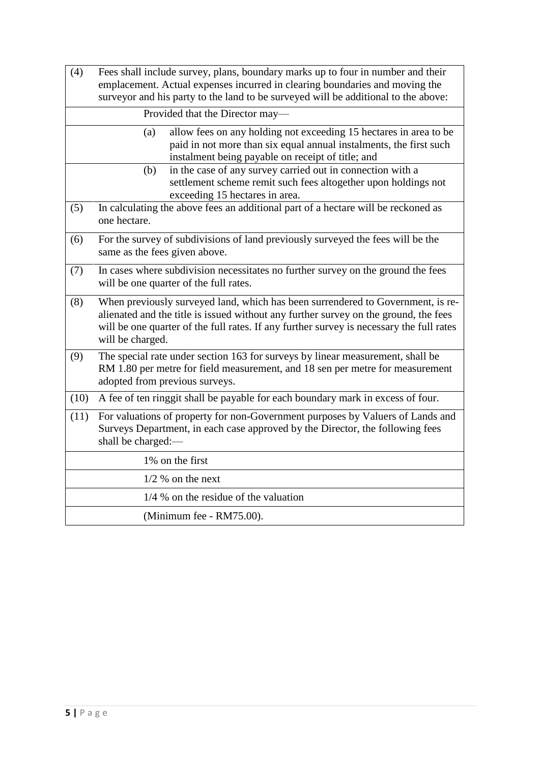| | | |
|---|---|---|
| (4) | Fees shall include survey, plans, boundary marks up to four in number and their emplacement. Actual expenses incurred in clearing boundaries and moving the surveyor and his party to the land to be surveyed will be additional to the above: | |
| | Provided that the Director may— | |
| | (a) | allow fees on any holding not exceeding 15 hectares in area to be paid in not more than six equal annual instalments, the first such instalment being payable on receipt of title; and |
| | (b) | in the case of any survey carried out in connection with a settlement scheme remit such fees altogether upon holdings not exceeding 15 hectares in area. |
| (5) | In calculating the above fees an additional part of a hectare will be reckoned as one hectare. | |
| (6) | For the survey of subdivisions of land previously surveyed the fees will be the same as the fees given above. | |
| (7) | In cases where subdivision necessitates no further survey on the ground the fees will be one quarter of the full rates. | |
| (8) | When previously surveyed land, which has been surrendered to Government, is re-alienated and the title is issued without any further survey on the ground, the fees will be one quarter of the full rates. If any further survey is necessary the full rates will be charged. | |
| (9) | The special rate under section 163 for surveys by linear measurement, shall be RM 1.80 per metre for field measurement, and 18 sen per metre for measurement adopted from previous surveys. | |
| (10) | A fee of ten ringgit shall be payable for each boundary mark in excess of four. | |
| (11) | For valuations of property for non-Government purposes by Valuers of Lands and Surveys Department, in each case approved by the Director, the following fees shall be charged:— | |
| | 1% on the first | |
| | 1/2 % on the next | |
| | 1/4 % on the residue of the valuation | |
| | (Minimum fee - RM75.00). | |